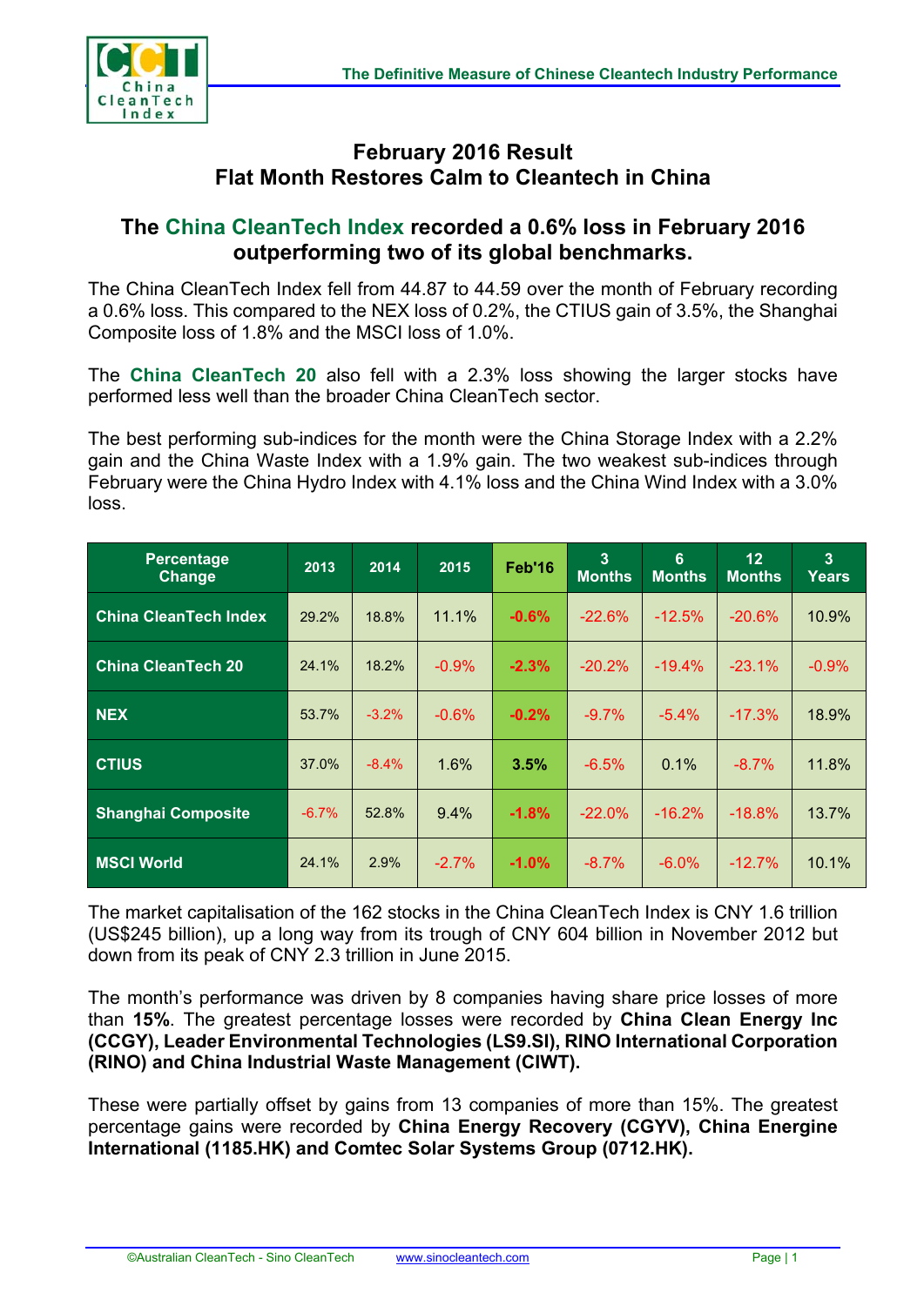## February 2016 Result
## Flat Month Restores Calm to Cleantech in China

### The China CleanTech Index recorded a 0.6% loss in February 2016 outperforming two of its global benchmarks.

The China CleanTech Index fell from 44.87 to 44.59 over the month of February recording a 0.6% loss. This compared to the NEX loss of 0.2%, the CTIUS gain of 3.5%, the Shanghai Composite loss of 1.8% and the MSCI loss of 1.0%.

The **China CleanTech 20** also fell with a 2.3% loss showing the larger stocks have performed less well than the broader China CleanTech sector.

The best performing sub-indices for the month were the China Storage Index with a 2.2% gain and the China Waste Index with a 1.9% gain. The two weakest sub-indices through February were the China Hydro Index with 4.1% loss and the China Wind Index with a 3.0% loss.

| Percentage Change | 2013 | 2014 | 2015 | Feb'16 | 3 Months | 6 Months | 12 Months | 3 Years |
|---|---|---|---|---|---|---|---|---|
| **China CleanTech Index** | 29.2% | 18.8% | 11.1% | **-0.6%** | -22.6% | -12.5% | -20.6% | 10.9% |
| **China CleanTech 20** | 24.1% | 18.2% | -0.9% | **-2.3%** | -20.2% | -19.4% | -23.1% | -0.9% |
| **NEX** | 53.7% | -3.2% | -0.6% | **-0.2%** | -9.7% | -5.4% | -17.3% | 18.9% |
| **CTIUS** | 37.0% | -8.4% | 1.6% | **3.5%** | -6.5% | 0.1% | -8.7% | 11.8% |
| **Shanghai Composite** | -6.7% | 52.8% | 9.4% | **-1.8%** | -22.0% | -16.2% | -18.8% | 13.7% |
| **MSCI World** | 24.1% | 2.9% | -2.7% | **-1.0%** | -8.7% | -6.0% | -12.7% | 10.1% |

The market capitalisation of the 162 stocks in the China CleanTech Index is CNY 1.6 trillion (US$245 billion), up a long way from its trough of CNY 604 billion in November 2012 but down from its peak of CNY 2.3 trillion in June 2015.

The month's performance was driven by 8 companies having share price losses of more than **15%**. The greatest percentage losses were recorded by **China Clean Energy Inc (CCGY), Leader Environmental Technologies (LS9.SI), RINO International Corporation (RINO) and China Industrial Waste Management (CIWT).**

These were partially offset by gains from 13 companies of more than 15%. The greatest percentage gains were recorded by **China Energy Recovery (CGYV), China Energine International (1185.HK) and Comtec Solar Systems Group (0712.HK).**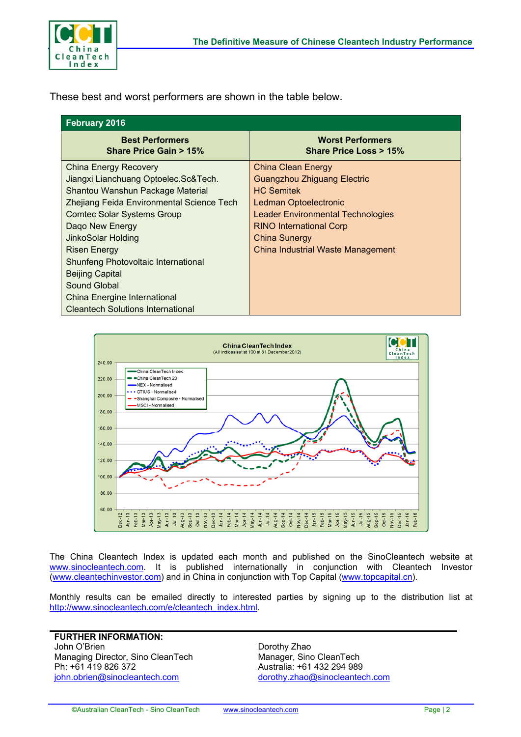These best and worst performers are shown in the table below.

| February 2016 | |
|---|---|
| **Best Performers<br>Share Price Gain > 15%** | **Worst Performers<br>Share Price Loss > 15%** |
| China Energy Recovery | China Clean Energy |
| Jiangxi Lianchuang Optoelec.Sc&Tech. | Guangzhou Zhiguang Electric |
| Shantou Wanshun Package Material | HC Semitek |
| Zhejiang Feida Environmental Science Tech | Ledman Optoelectronic |
| Comtec Solar Systems Group | Leader Environmental Technologies |
| Daqo New Energy | RINO International Corp |
| JinkoSolar Holding | China Sunergy |
| Risen Energy | China Industrial Waste Management |
| Shunfeng Photovoltaic International | |
| Beijing Capital | |
| Sound Global | |
| China Energine International | |
| Cleantech Solutions International | |

China CleanTech Index
(All Indices set at 100 at 31 December 2012)

China CleanTech Index
China CleanTech 20
NEX - Normalised
CTIUS - Normalised
Shanghai Composite - Normalised
MSCI - Normalised

240.00
220.00
200.00
180.00
160.00
140.00
120.00
100.00
80.00
60.00

Dec-12 Jan-13 Feb-13 Mar-13 Apr-13 May-13 Jun-13 Jul-13 Aug-13 Sep-13 Oct-13 Nov-13 Dec-13 Jan-14 Feb-14 Mar-14 Apr-14 May-14 Jun-14 Jul-14 Aug-14 Sep-14 Oct-14 Nov-14 Dec-14 Jan-15 Feb-15 Mar-15 Apr-15 May-15 Jun-15 Jul-15 Aug-15 Sep-15 Oct-15 Nov-15 Dec-15 Jan-16 Feb-16

The China Cleantech Index is updated each month and published on the SinoCleantech website at www.sinocleantech.com. It is published internationally in conjunction with Cleantech Investor (www.cleantechinvestor.com) and in China in conjunction with Top Capital (www.topcapital.cn).

Monthly results can be emailed directly to interested parties by signing up to the distribution list at http://www.sinocleantech.com/e/cleantech_index.html.

**FURTHER INFORMATION:**

John O'Brien
Managing Director, Sino CleanTech
Ph: +61 419 826 372
john.obrien@sinocleantech.com

Dorothy Zhao
Manager, Sino CleanTech
Australia: +61 432 294 989
dorothy.zhao@sinocleantech.com